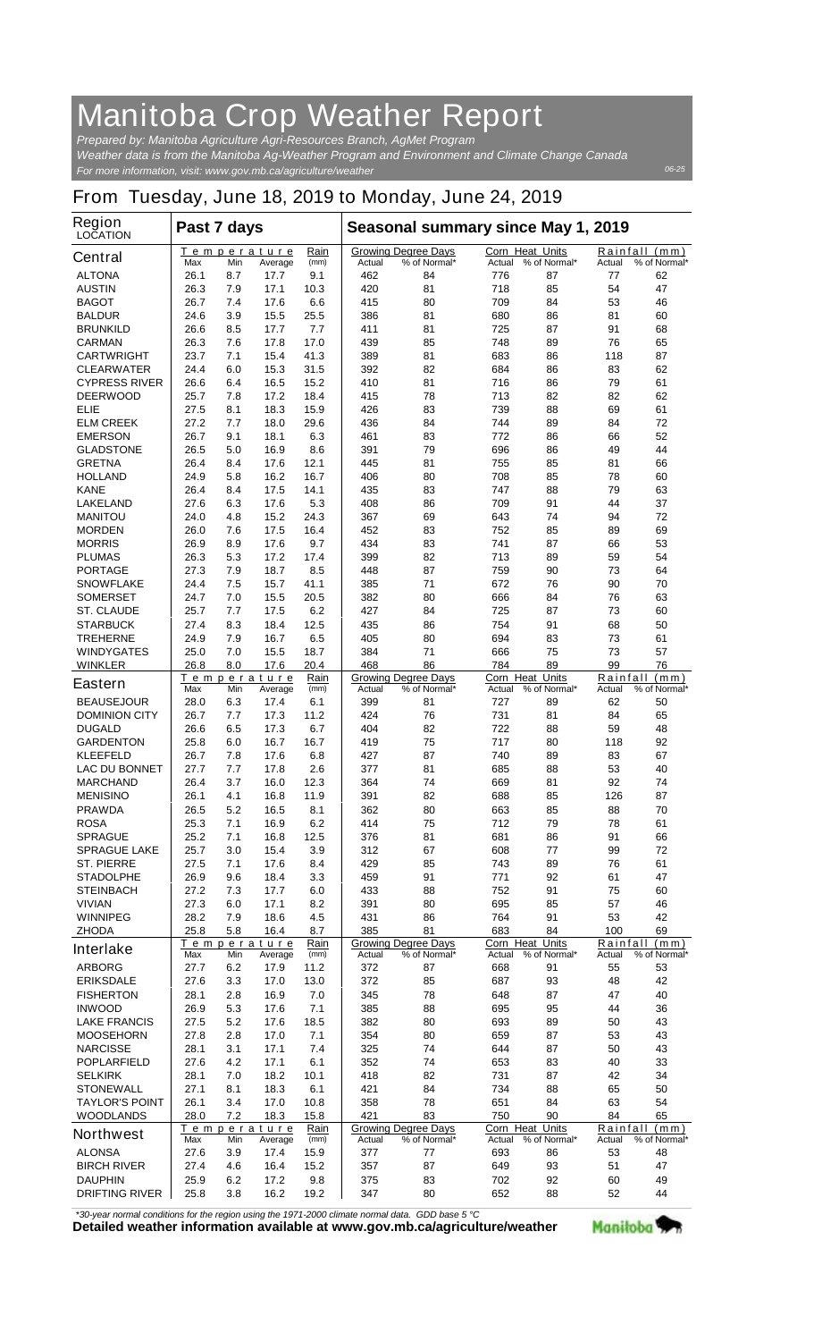# Manitoba Crop Weather Report

*Prepared by: Manitoba Agriculture Agri-Resources Branch, AgMet Program*
*Weather data is from the Manitoba Ag-Weather Program and Environment and Climate Change Canada*
*For more information, visit: www.gov.mb.ca/agriculture/weather*

06-25

## From Tuesday, June 18, 2019 to Monday, June 24, 2019

| Region LOCATION | Past 7 days | | | | Seasonal summary since May 1, 2019 | | | | | |
|---|---|---|---|---|---|---|---|---|---|---|
| | Temperature | | | Rain | Growing Degree Days | | Corn Heat Units | | Rainfall (mm) | |
| **Central** | Max | Min | Average | (mm) | Actual | % of Normal* | Actual | % of Normal* | Actual | % of Normal* |
| ALTONA | 26.1 | 8.7 | 17.7 | 9.1 | 462 | 84 | 776 | 87 | 77 | 62 |
| AUSTIN | 26.3 | 7.9 | 17.1 | 10.3 | 420 | 81 | 718 | 85 | 54 | 47 |
| BAGOT | 26.7 | 7.4 | 17.6 | 6.6 | 415 | 80 | 709 | 84 | 53 | 46 |
| BALDUR | 24.6 | 3.9 | 15.5 | 25.5 | 386 | 81 | 680 | 86 | 81 | 60 |
| BRUNKILD | 26.6 | 8.5 | 17.7 | 7.7 | 411 | 81 | 725 | 87 | 91 | 68 |
| CARMAN | 26.3 | 7.6 | 17.8 | 17.0 | 439 | 85 | 748 | 89 | 76 | 65 |
| CARTWRIGHT | 23.7 | 7.1 | 15.4 | 41.3 | 389 | 81 | 683 | 86 | 118 | 87 |
| CLEARWATER | 24.4 | 6.0 | 15.3 | 31.5 | 392 | 82 | 684 | 86 | 83 | 62 |
| CYPRESS RIVER | 26.6 | 6.4 | 16.5 | 15.2 | 410 | 81 | 716 | 86 | 79 | 61 |
| DEERWOOD | 25.7 | 7.8 | 17.2 | 18.4 | 415 | 78 | 713 | 82 | 82 | 62 |
| ELIE | 27.5 | 8.1 | 18.3 | 15.9 | 426 | 83 | 739 | 88 | 69 | 61 |
| ELM CREEK | 27.2 | 7.7 | 18.0 | 29.6 | 436 | 84 | 744 | 89 | 84 | 72 |
| EMERSON | 26.7 | 9.1 | 18.1 | 6.3 | 461 | 83 | 772 | 86 | 66 | 52 |
| GLADSTONE | 26.5 | 5.0 | 16.9 | 8.6 | 391 | 79 | 696 | 86 | 49 | 44 |
| GRETNA | 26.4 | 8.4 | 17.6 | 12.1 | 445 | 81 | 755 | 85 | 81 | 66 |
| HOLLAND | 24.9 | 5.8 | 16.2 | 16.7 | 406 | 80 | 708 | 85 | 78 | 60 |
| KANE | 26.4 | 8.4 | 17.5 | 14.1 | 435 | 83 | 747 | 88 | 79 | 63 |
| LAKELAND | 27.6 | 6.3 | 17.6 | 5.3 | 408 | 86 | 709 | 91 | 44 | 37 |
| MANITOU | 24.0 | 4.8 | 15.2 | 24.3 | 367 | 69 | 643 | 74 | 94 | 72 |
| MORDEN | 26.0 | 7.6 | 17.5 | 16.4 | 452 | 83 | 752 | 85 | 89 | 69 |
| MORRIS | 26.9 | 8.9 | 17.6 | 9.7 | 434 | 83 | 741 | 87 | 66 | 53 |
| PLUMAS | 26.3 | 5.3 | 17.2 | 17.4 | 399 | 82 | 713 | 89 | 59 | 54 |
| PORTAGE | 27.3 | 7.9 | 18.7 | 8.5 | 448 | 87 | 759 | 90 | 73 | 64 |
| SNOWFLAKE | 24.4 | 7.5 | 15.7 | 41.1 | 385 | 71 | 672 | 76 | 90 | 70 |
| SOMERSET | 24.7 | 7.0 | 15.5 | 20.5 | 382 | 80 | 666 | 84 | 76 | 63 |
| ST. CLAUDE | 25.7 | 7.7 | 17.5 | 6.2 | 427 | 84 | 725 | 87 | 73 | 60 |
| STARBUCK | 27.4 | 8.3 | 18.4 | 12.5 | 435 | 86 | 754 | 91 | 68 | 50 |
| TREHERNE | 24.9 | 7.9 | 16.7 | 6.5 | 405 | 80 | 694 | 83 | 73 | 61 |
| WINDYGATES | 25.0 | 7.0 | 15.5 | 18.7 | 384 | 71 | 666 | 75 | 73 | 57 |
| WINKLER | 26.8 | 8.0 | 17.6 | 20.4 | 468 | 86 | 784 | 89 | 99 | 76 |
| **Eastern** | Max | Min | Average | (mm) | Actual | % of Normal* | Actual | % of Normal* | Actual | % of Normal* |
| BEAUSEJOUR | 28.0 | 6.3 | 17.4 | 6.1 | 399 | 81 | 727 | 89 | 62 | 50 |
| DOMINION CITY | 26.7 | 7.7 | 17.3 | 11.2 | 424 | 76 | 731 | 81 | 84 | 65 |
| DUGALD | 26.6 | 6.5 | 17.3 | 6.7 | 404 | 82 | 722 | 88 | 59 | 48 |
| GARDENTON | 25.8 | 6.0 | 16.7 | 16.7 | 419 | 75 | 717 | 80 | 118 | 92 |
| KLEEFELD | 26.7 | 7.8 | 17.6 | 6.8 | 427 | 87 | 740 | 89 | 83 | 67 |
| LAC DU BONNET | 27.7 | 7.7 | 17.8 | 2.6 | 377 | 81 | 685 | 88 | 53 | 40 |
| MARCHAND | 26.4 | 3.7 | 16.0 | 12.3 | 364 | 74 | 669 | 81 | 92 | 74 |
| MENISINO | 26.1 | 4.1 | 16.8 | 11.9 | 391 | 82 | 688 | 85 | 126 | 87 |
| PRAWDA | 26.5 | 5.2 | 16.5 | 8.1 | 362 | 80 | 663 | 85 | 88 | 70 |
| ROSA | 25.3 | 7.1 | 16.9 | 6.2 | 414 | 75 | 712 | 79 | 78 | 61 |
| SPRAGUE | 25.2 | 7.1 | 16.8 | 12.5 | 376 | 81 | 681 | 86 | 91 | 66 |
| SPRAGUE LAKE | 25.7 | 3.0 | 15.4 | 3.9 | 312 | 67 | 608 | 77 | 99 | 72 |
| ST. PIERRE | 27.5 | 7.1 | 17.6 | 8.4 | 429 | 85 | 743 | 89 | 76 | 61 |
| STADOLPHE | 26.9 | 9.6 | 18.4 | 3.3 | 459 | 91 | 771 | 92 | 61 | 47 |
| STEINBACH | 27.2 | 7.3 | 17.7 | 6.0 | 433 | 88 | 752 | 91 | 75 | 60 |
| VIVIAN | 27.3 | 6.0 | 17.1 | 8.2 | 391 | 80 | 695 | 85 | 57 | 46 |
| WINNIPEG | 28.2 | 7.9 | 18.6 | 4.5 | 431 | 86 | 764 | 91 | 53 | 42 |
| ZHODA | 25.8 | 5.8 | 16.4 | 8.7 | 385 | 81 | 683 | 84 | 100 | 69 |
| **Interlake** | Max | Min | Average | (mm) | Actual | % of Normal* | Actual | % of Normal* | Actual | % of Normal* |
| ARBORG | 27.7 | 6.2 | 17.9 | 11.2 | 372 | 87 | 668 | 91 | 55 | 53 |
| ERIKSDALE | 27.6 | 3.3 | 17.0 | 13.0 | 372 | 85 | 687 | 93 | 48 | 42 |
| FISHERTON | 28.1 | 2.8 | 16.9 | 7.0 | 345 | 78 | 648 | 87 | 47 | 40 |
| INWOOD | 26.9 | 5.3 | 17.6 | 7.1 | 385 | 88 | 695 | 95 | 44 | 36 |
| LAKE FRANCIS | 27.5 | 5.2 | 17.6 | 18.5 | 382 | 80 | 693 | 89 | 50 | 43 |
| MOOSEHORN | 27.8 | 2.8 | 17.0 | 7.1 | 354 | 80 | 659 | 87 | 53 | 43 |
| NARCISSE | 28.1 | 3.1 | 17.1 | 7.4 | 325 | 74 | 644 | 87 | 50 | 43 |
| POPLARFIELD | 27.6 | 4.2 | 17.1 | 6.1 | 352 | 74 | 653 | 83 | 40 | 33 |
| SELKIRK | 28.1 | 7.0 | 18.2 | 10.1 | 418 | 82 | 731 | 87 | 42 | 34 |
| STONEWALL | 27.1 | 8.1 | 18.3 | 6.1 | 421 | 84 | 734 | 88 | 65 | 50 |
| TAYLOR'S POINT | 26.1 | 3.4 | 17.0 | 10.8 | 358 | 78 | 651 | 84 | 63 | 54 |
| WOODLANDS | 28.0 | 7.2 | 18.3 | 15.8 | 421 | 83 | 750 | 90 | 84 | 65 |
| **Northwest** | Max | Min | Average | (mm) | Actual | % of Normal* | Actual | % of Normal* | Actual | % of Normal* |
| ALONSA | 27.6 | 3.9 | 17.4 | 15.9 | 377 | 77 | 693 | 86 | 53 | 48 |
| BIRCH RIVER | 27.4 | 4.6 | 16.4 | 15.2 | 357 | 87 | 649 | 93 | 51 | 47 |
| DAUPHIN | 25.9 | 6.2 | 17.2 | 9.8 | 375 | 83 | 702 | 92 | 60 | 49 |
| DRIFTING RIVER | 25.8 | 3.8 | 16.2 | 19.2 | 347 | 80 | 652 | 88 | 52 | 44 |

*\*30-year normal conditions for the region using the 1971-2000 climate normal data. GDD base 5 °C*

**Detailed weather information available at www.gov.mb.ca/agriculture/weather**

Manitoba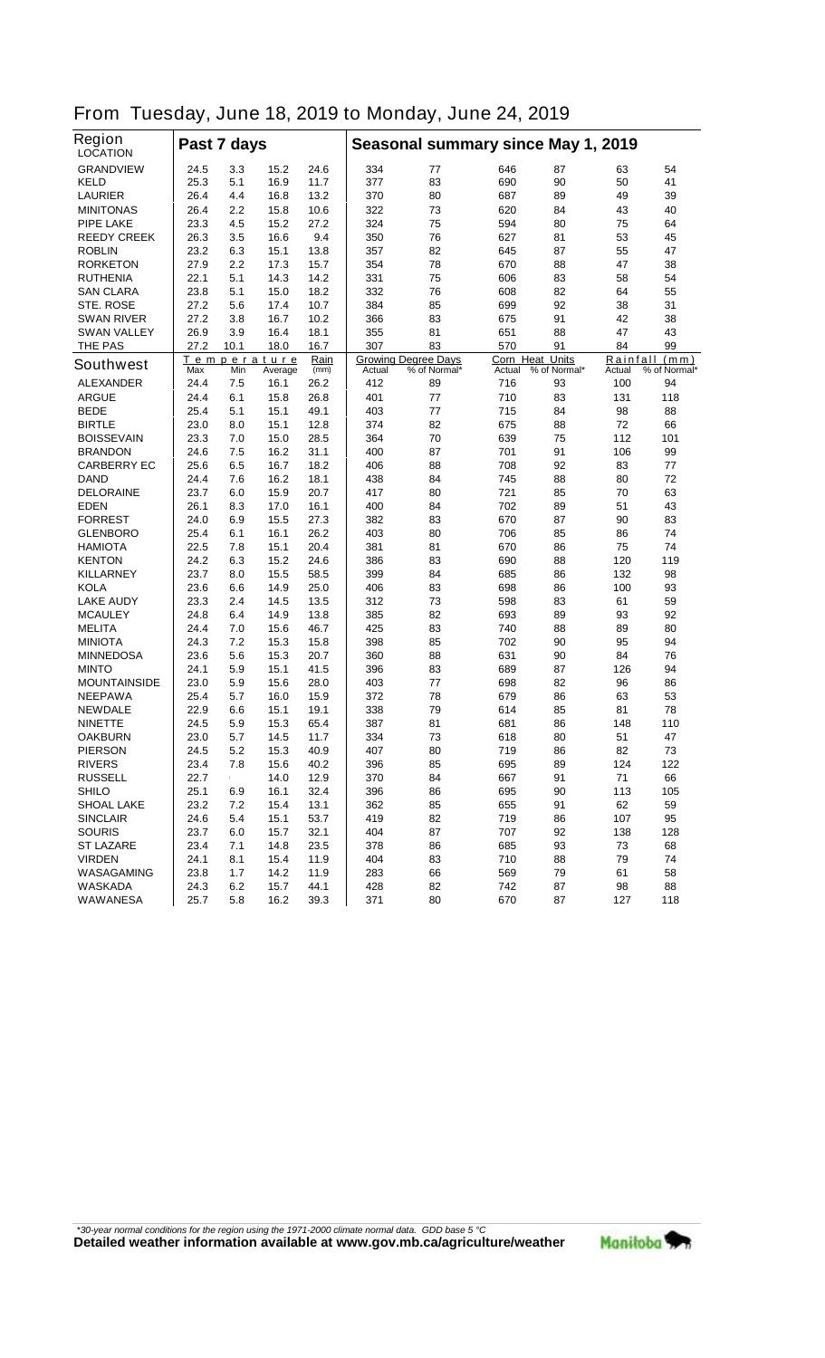# From Tuesday, June 18, 2019 to Monday, June 24, 2019

| Region LOCATION | Past 7 days | | | | Seasonal summary since May 1, 2019 | | | | | |
|---|---|---|---|---|---|---|---|---|---|---|
| GRANDVIEW | 24.5 | 3.3 | 15.2 | 24.6 | 334 | 77 | 646 | 87 | 63 | 54 |
| KELD | 25.3 | 5.1 | 16.9 | 11.7 | 377 | 83 | 690 | 90 | 50 | 41 |
| LAURIER | 26.4 | 4.4 | 16.8 | 13.2 | 370 | 80 | 687 | 89 | 49 | 39 |
| MINITONAS | 26.4 | 2.2 | 15.8 | 10.6 | 322 | 73 | 620 | 84 | 43 | 40 |
| PIPE LAKE | 23.3 | 4.5 | 15.2 | 27.2 | 324 | 75 | 594 | 80 | 75 | 64 |
| REEDY CREEK | 26.3 | 3.5 | 16.6 | 9.4 | 350 | 76 | 627 | 81 | 53 | 45 |
| ROBLIN | 23.2 | 6.3 | 15.1 | 13.8 | 357 | 82 | 645 | 87 | 55 | 47 |
| RORKETON | 27.9 | 2.2 | 17.3 | 15.7 | 354 | 78 | 670 | 88 | 47 | 38 |
| RUTHENIA | 22.1 | 5.1 | 14.3 | 14.2 | 331 | 75 | 606 | 83 | 58 | 54 |
| SAN CLARA | 23.8 | 5.1 | 15.0 | 18.2 | 332 | 76 | 608 | 82 | 64 | 55 |
| STE. ROSE | 27.2 | 5.6 | 17.4 | 10.7 | 384 | 85 | 699 | 92 | 38 | 31 |
| SWAN RIVER | 27.2 | 3.8 | 16.7 | 10.2 | 366 | 83 | 675 | 91 | 42 | 38 |
| SWAN VALLEY | 26.9 | 3.9 | 16.4 | 18.1 | 355 | 81 | 651 | 88 | 47 | 43 |
| THE PAS | 27.2 | 10.1 | 18.0 | 16.7 | 307 | 83 | 570 | 91 | 84 | 99 |
| **Southwest** | Temperature Max | Min | Average | Rain (mm) | Growing Degree Days Actual | % of Normal* | Corn Heat Units Actual | % of Normal* | Rainfall (mm) Actual | % of Normal* |
| ALEXANDER | 24.4 | 7.5 | 16.1 | 26.2 | 412 | 89 | 716 | 93 | 100 | 94 |
| ARGUE | 24.4 | 6.1 | 15.8 | 26.8 | 401 | 77 | 710 | 83 | 131 | 118 |
| BEDE | 25.4 | 5.1 | 15.1 | 49.1 | 403 | 77 | 715 | 84 | 98 | 88 |
| BIRTLE | 23.0 | 8.0 | 15.1 | 12.8 | 374 | 82 | 675 | 88 | 72 | 66 |
| BOISSEVAIN | 23.3 | 7.0 | 15.0 | 28.5 | 364 | 70 | 639 | 75 | 112 | 101 |
| BRANDON | 24.6 | 7.5 | 16.2 | 31.1 | 400 | 87 | 701 | 91 | 106 | 99 |
| CARBERRY EC | 25.6 | 6.5 | 16.7 | 18.2 | 406 | 88 | 708 | 92 | 83 | 77 |
| DAND | 24.4 | 7.6 | 16.2 | 18.1 | 438 | 84 | 745 | 88 | 80 | 72 |
| DELORAINE | 23.7 | 6.0 | 15.9 | 20.7 | 417 | 80 | 721 | 85 | 70 | 63 |
| EDEN | 26.1 | 8.3 | 17.0 | 16.1 | 400 | 84 | 702 | 89 | 51 | 43 |
| FORREST | 24.0 | 6.9 | 15.5 | 27.3 | 382 | 83 | 670 | 87 | 90 | 83 |
| GLENBORO | 25.4 | 6.1 | 16.1 | 26.2 | 403 | 80 | 706 | 85 | 86 | 74 |
| HAMIOTA | 22.5 | 7.8 | 15.1 | 20.4 | 381 | 81 | 670 | 86 | 75 | 74 |
| KENTON | 24.2 | 6.3 | 15.2 | 24.6 | 386 | 83 | 690 | 88 | 120 | 119 |
| KILLARNEY | 23.7 | 8.0 | 15.5 | 58.5 | 399 | 84 | 685 | 86 | 132 | 98 |
| KOLA | 23.6 | 6.6 | 14.9 | 25.0 | 406 | 83 | 698 | 86 | 100 | 93 |
| LAKE AUDY | 23.3 | 2.4 | 14.5 | 13.5 | 312 | 73 | 598 | 83 | 61 | 59 |
| MCAULEY | 24.8 | 6.4 | 14.9 | 13.8 | 385 | 82 | 693 | 89 | 93 | 92 |
| MELITA | 24.4 | 7.0 | 15.6 | 46.7 | 425 | 83 | 740 | 88 | 89 | 80 |
| MINIOTA | 24.3 | 7.2 | 15.3 | 15.8 | 398 | 85 | 702 | 90 | 95 | 94 |
| MINNEDOSA | 23.6 | 5.6 | 15.3 | 20.7 | 360 | 88 | 631 | 90 | 84 | 76 |
| MINTO | 24.1 | 5.9 | 15.1 | 41.5 | 396 | 83 | 689 | 87 | 126 | 94 |
| MOUNTAINSIDE | 23.0 | 5.9 | 15.6 | 28.0 | 403 | 77 | 698 | 82 | 96 | 86 |
| NEEPAWA | 25.4 | 5.7 | 16.0 | 15.9 | 372 | 78 | 679 | 86 | 63 | 53 |
| NEWDALE | 22.9 | 6.6 | 15.1 | 19.1 | 338 | 79 | 614 | 85 | 81 | 78 |
| NINETTE | 24.5 | 5.9 | 15.3 | 65.4 | 387 | 81 | 681 | 86 | 148 | 110 |
| OAKBURN | 23.0 | 5.7 | 14.5 | 11.7 | 334 | 73 | 618 | 80 | 51 | 47 |
| PIERSON | 24.5 | 5.2 | 15.3 | 40.9 | 407 | 80 | 719 | 86 | 82 | 73 |
| RIVERS | 23.4 | 7.8 | 15.6 | 40.2 | 396 | 85 | 695 | 89 | 124 | 122 |
| RUSSELL | 22.7 | | 14.0 | 12.9 | 370 | 84 | 667 | 91 | 71 | 66 |
| SHILO | 25.1 | 6.9 | 16.1 | 32.4 | 396 | 86 | 695 | 90 | 113 | 105 |
| SHOAL LAKE | 23.2 | 7.2 | 15.4 | 13.1 | 362 | 85 | 655 | 91 | 62 | 59 |
| SINCLAIR | 24.6 | 5.4 | 15.1 | 53.7 | 419 | 82 | 719 | 86 | 107 | 95 |
| SOURIS | 23.7 | 6.0 | 15.7 | 32.1 | 404 | 87 | 707 | 92 | 138 | 128 |
| ST LAZARE | 23.4 | 7.1 | 14.8 | 23.5 | 378 | 86 | 685 | 93 | 73 | 68 |
| VIRDEN | 24.1 | 8.1 | 15.4 | 11.9 | 404 | 83 | 710 | 88 | 79 | 74 |
| WASAGAMING | 23.8 | 1.7 | 14.2 | 11.9 | 283 | 66 | 569 | 79 | 61 | 58 |
| WASKADA | 24.3 | 6.2 | 15.7 | 44.1 | 428 | 82 | 742 | 87 | 98 | 88 |
| WAWANESA | 25.7 | 5.8 | 16.2 | 39.3 | 371 | 80 | 670 | 87 | 127 | 118 |

*30-year normal conditions for the region using the 1971-2000 climate normal data. GDD base 5 °C

**Detailed weather information available at www.gov.mb.ca/agriculture/weather**

Manitoba